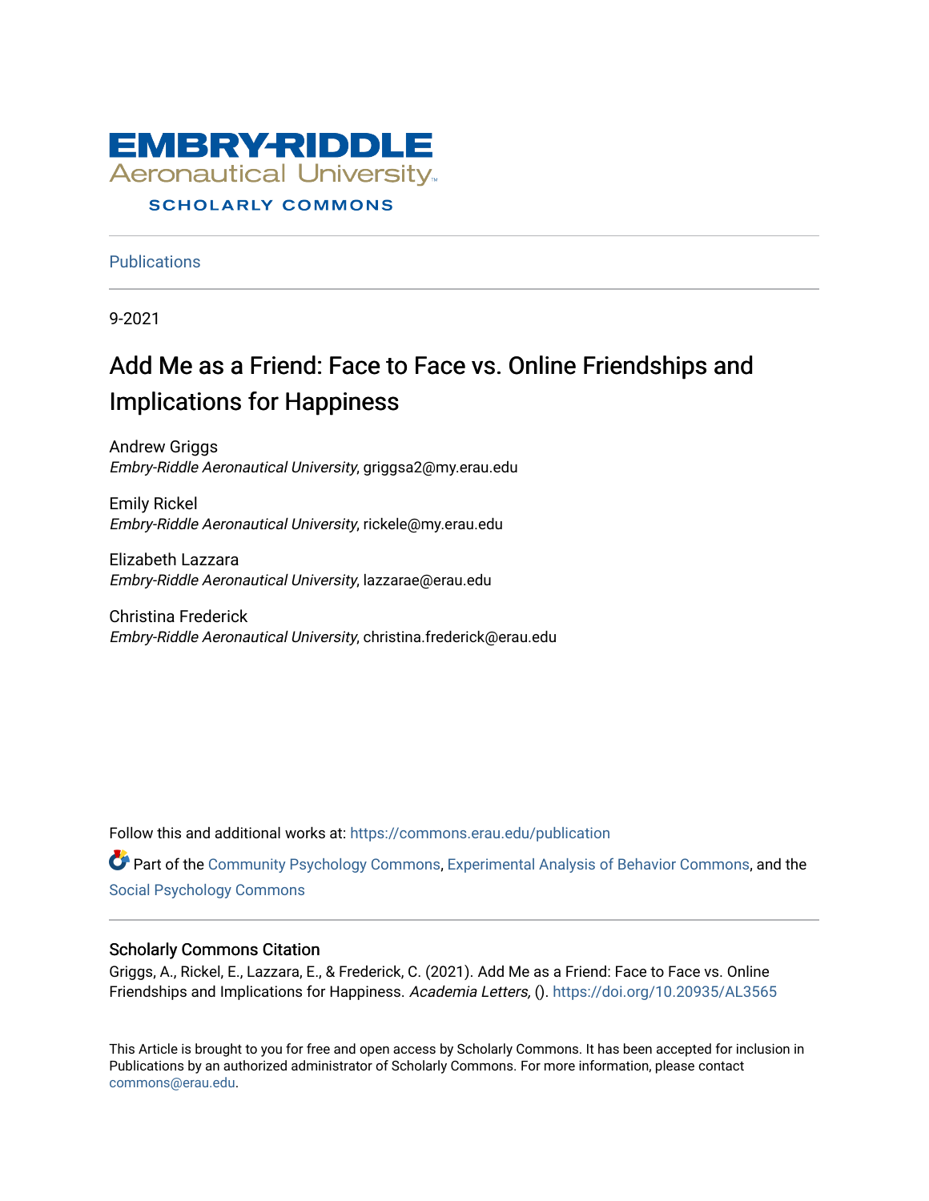EMBRY-RIDDLE
Aeronautical University

SCHOLARLY COMMONS

Publications

9-2021

# Add Me as a Friend: Face to Face vs. Online Friendships and Implications for Happiness

Andrew Griggs
*Embry-Riddle Aeronautical University*, griggsa2@my.erau.edu

Emily Rickel
*Embry-Riddle Aeronautical University*, rickele@my.erau.edu

Elizabeth Lazzara
*Embry-Riddle Aeronautical University*, lazzarae@erau.edu

Christina Frederick
*Embry-Riddle Aeronautical University*, christina.frederick@erau.edu

Follow this and additional works at: https://commons.erau.edu/publication

Part of the Community Psychology Commons, Experimental Analysis of Behavior Commons, and the Social Psychology Commons

## Scholarly Commons Citation

Griggs, A., Rickel, E., Lazzara, E., & Frederick, C. (2021). Add Me as a Friend: Face to Face vs. Online Friendships and Implications for Happiness. *Academia Letters,* (). https://doi.org/10.20935/AL3565

This Article is brought to you for free and open access by Scholarly Commons. It has been accepted for inclusion in Publications by an authorized administrator of Scholarly Commons. For more information, please contact commons@erau.edu.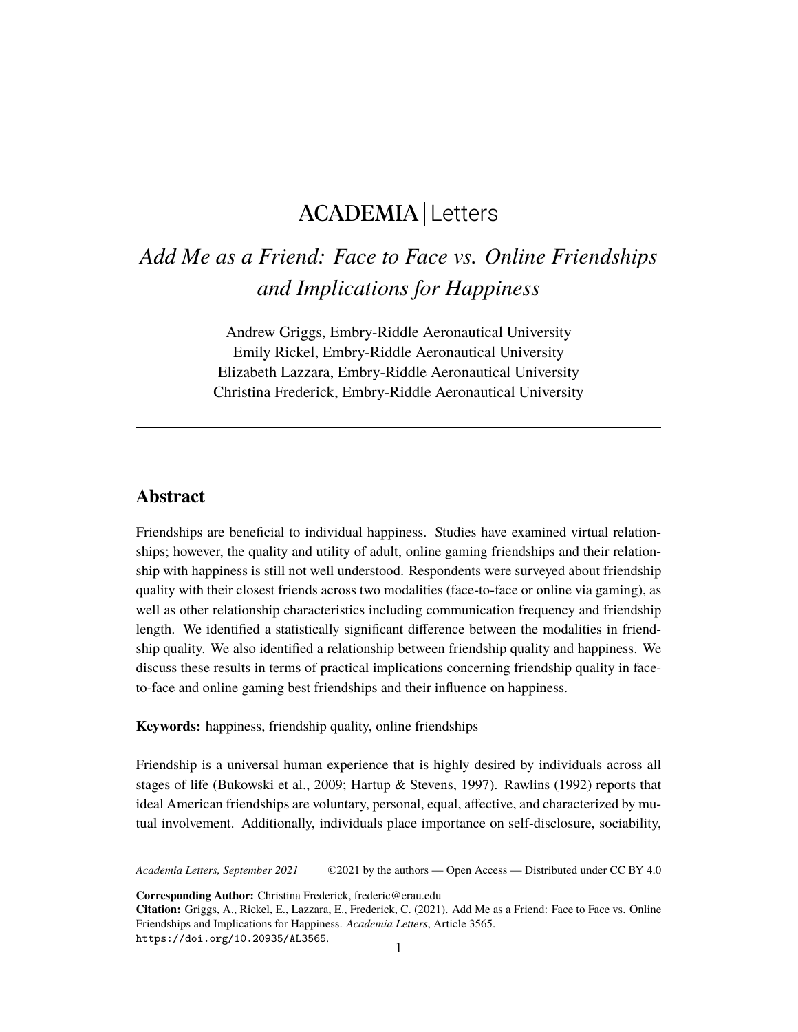# ACADEMIA | Letters

## *Add Me as a Friend: Face to Face vs. Online Friendships and Implications for Happiness*

Andrew Griggs, Embry-Riddle Aeronautical University
Emily Rickel, Embry-Riddle Aeronautical University
Elizabeth Lazzara, Embry-Riddle Aeronautical University
Christina Frederick, Embry-Riddle Aeronautical University

---

## Abstract

Friendships are beneficial to individual happiness. Studies have examined virtual relationships; however, the quality and utility of adult, online gaming friendships and their relationship with happiness is still not well understood. Respondents were surveyed about friendship quality with their closest friends across two modalities (face-to-face or online via gaming), as well as other relationship characteristics including communication frequency and friendship length. We identified a statistically significant difference between the modalities in friendship quality. We also identified a relationship between friendship quality and happiness. We discuss these results in terms of practical implications concerning friendship quality in face-to-face and online gaming best friendships and their influence on happiness.

**Keywords:** happiness, friendship quality, online friendships

Friendship is a universal human experience that is highly desired by individuals across all stages of life (Bukowski et al., 2009; Hartup & Stevens, 1997). Rawlins (1992) reports that ideal American friendships are voluntary, personal, equal, affective, and characterized by mutual involvement. Additionally, individuals place importance on self-disclosure, sociability,

**Corresponding Author:** Christina Frederick, frederic@erau.edu
**Citation:** Griggs, A., Rickel, E., Lazzara, E., Frederick, C. (2021). Add Me as a Friend: Face to Face vs. Online Friendships and Implications for Happiness. *Academia Letters*, Article 3565.
https://doi.org/10.20935/AL3565.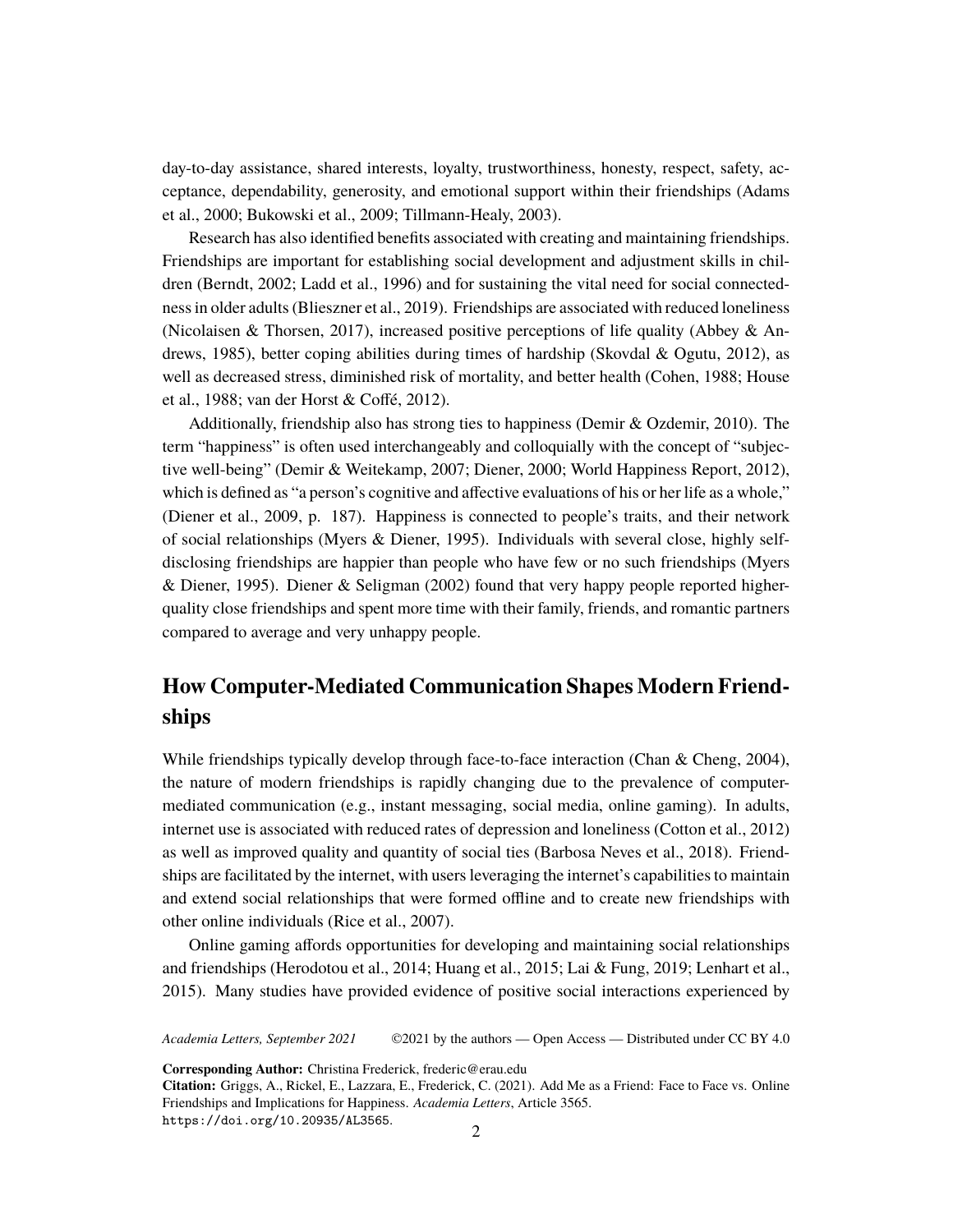day-to-day assistance, shared interests, loyalty, trustworthiness, honesty, respect, safety, acceptance, dependability, generosity, and emotional support within their friendships (Adams et al., 2000; Bukowski et al., 2009; Tillmann-Healy, 2003).

Research has also identified benefits associated with creating and maintaining friendships. Friendships are important for establishing social development and adjustment skills in children (Berndt, 2002; Ladd et al., 1996) and for sustaining the vital need for social connectedness in older adults (Blieszner et al., 2019). Friendships are associated with reduced loneliness (Nicolaisen & Thorsen, 2017), increased positive perceptions of life quality (Abbey & Andrews, 1985), better coping abilities during times of hardship (Skovdal & Ogutu, 2012), as well as decreased stress, diminished risk of mortality, and better health (Cohen, 1988; House et al., 1988; van der Horst & Coffé, 2012).

Additionally, friendship also has strong ties to happiness (Demir & Ozdemir, 2010). The term "happiness" is often used interchangeably and colloquially with the concept of "subjective well-being" (Demir & Weitekamp, 2007; Diener, 2000; World Happiness Report, 2012), which is defined as "a person's cognitive and affective evaluations of his or her life as a whole," (Diener et al., 2009, p. 187). Happiness is connected to people's traits, and their network of social relationships (Myers & Diener, 1995). Individuals with several close, highly self-disclosing friendships are happier than people who have few or no such friendships (Myers & Diener, 1995). Diener & Seligman (2002) found that very happy people reported higher-quality close friendships and spent more time with their family, friends, and romantic partners compared to average and very unhappy people.

## How Computer-Mediated Communication Shapes Modern Friendships

While friendships typically develop through face-to-face interaction (Chan & Cheng, 2004), the nature of modern friendships is rapidly changing due to the prevalence of computer-mediated communication (e.g., instant messaging, social media, online gaming). In adults, internet use is associated with reduced rates of depression and loneliness (Cotton et al., 2012) as well as improved quality and quantity of social ties (Barbosa Neves et al., 2018). Friendships are facilitated by the internet, with users leveraging the internet's capabilities to maintain and extend social relationships that were formed offline and to create new friendships with other online individuals (Rice et al., 2007).

Online gaming affords opportunities for developing and maintaining social relationships and friendships (Herodotou et al., 2014; Huang et al., 2015; Lai & Fung, 2019; Lenhart et al., 2015). Many studies have provided evidence of positive social interactions experienced by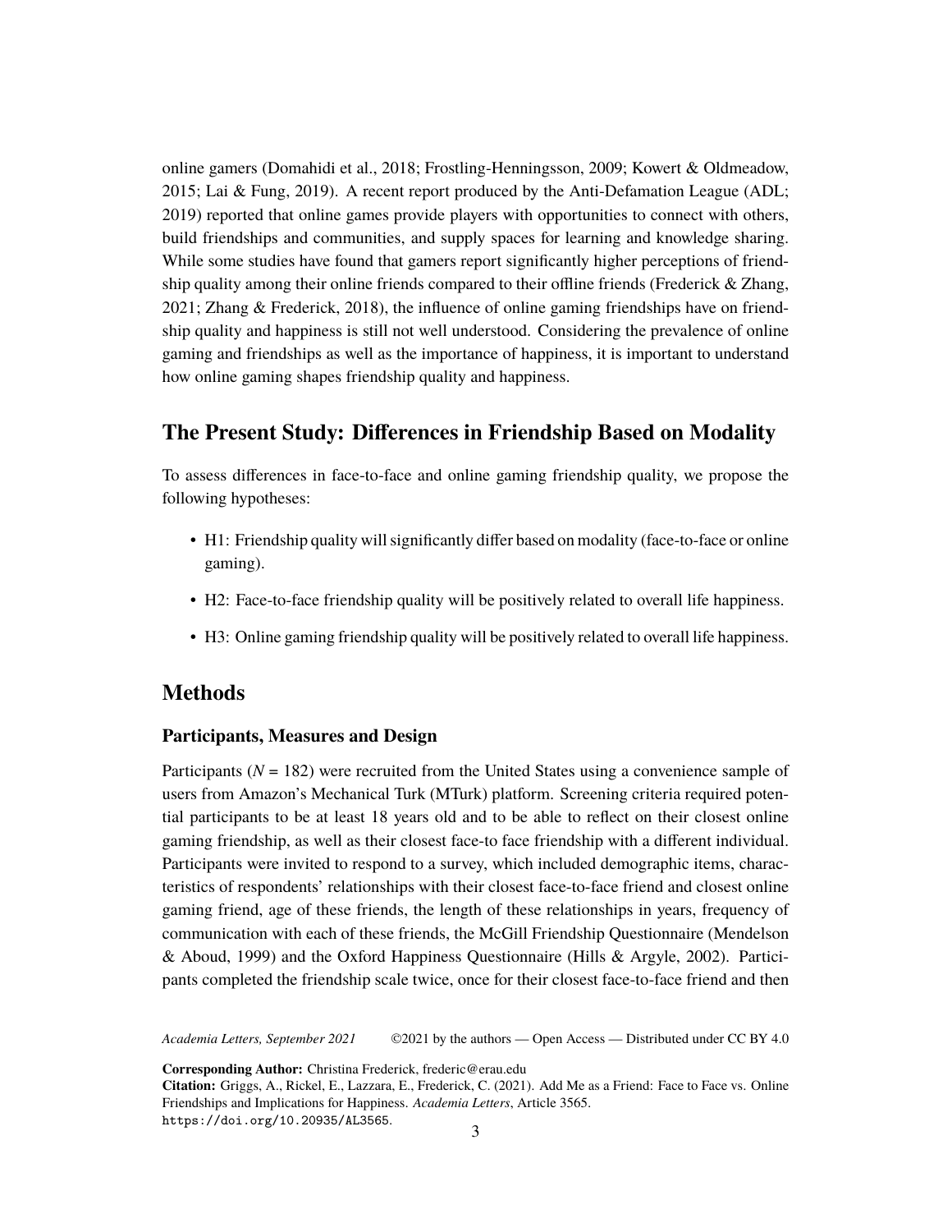online gamers (Domahidi et al., 2018; Frostling-Henningsson, 2009; Kowert & Oldmeadow, 2015; Lai & Fung, 2019). A recent report produced by the Anti-Defamation League (ADL; 2019) reported that online games provide players with opportunities to connect with others, build friendships and communities, and supply spaces for learning and knowledge sharing. While some studies have found that gamers report significantly higher perceptions of friendship quality among their online friends compared to their offline friends (Frederick & Zhang, 2021; Zhang & Frederick, 2018), the influence of online gaming friendships have on friendship quality and happiness is still not well understood. Considering the prevalence of online gaming and friendships as well as the importance of happiness, it is important to understand how online gaming shapes friendship quality and happiness.

## The Present Study: Differences in Friendship Based on Modality

To assess differences in face-to-face and online gaming friendship quality, we propose the following hypotheses:

- H1: Friendship quality will significantly differ based on modality (face-to-face or online gaming).
- H2: Face-to-face friendship quality will be positively related to overall life happiness.
- H3: Online gaming friendship quality will be positively related to overall life happiness.

## Methods

### Participants, Measures and Design

Participants (*N* = 182) were recruited from the United States using a convenience sample of users from Amazon's Mechanical Turk (MTurk) platform. Screening criteria required potential participants to be at least 18 years old and to be able to reflect on their closest online gaming friendship, as well as their closest face-to face friendship with a different individual. Participants were invited to respond to a survey, which included demographic items, characteristics of respondents' relationships with their closest face-to-face friend and closest online gaming friend, age of these friends, the length of these relationships in years, frequency of communication with each of these friends, the McGill Friendship Questionnaire (Mendelson & Aboud, 1999) and the Oxford Happiness Questionnaire (Hills & Argyle, 2002). Participants completed the friendship scale twice, once for their closest face-to-face friend and then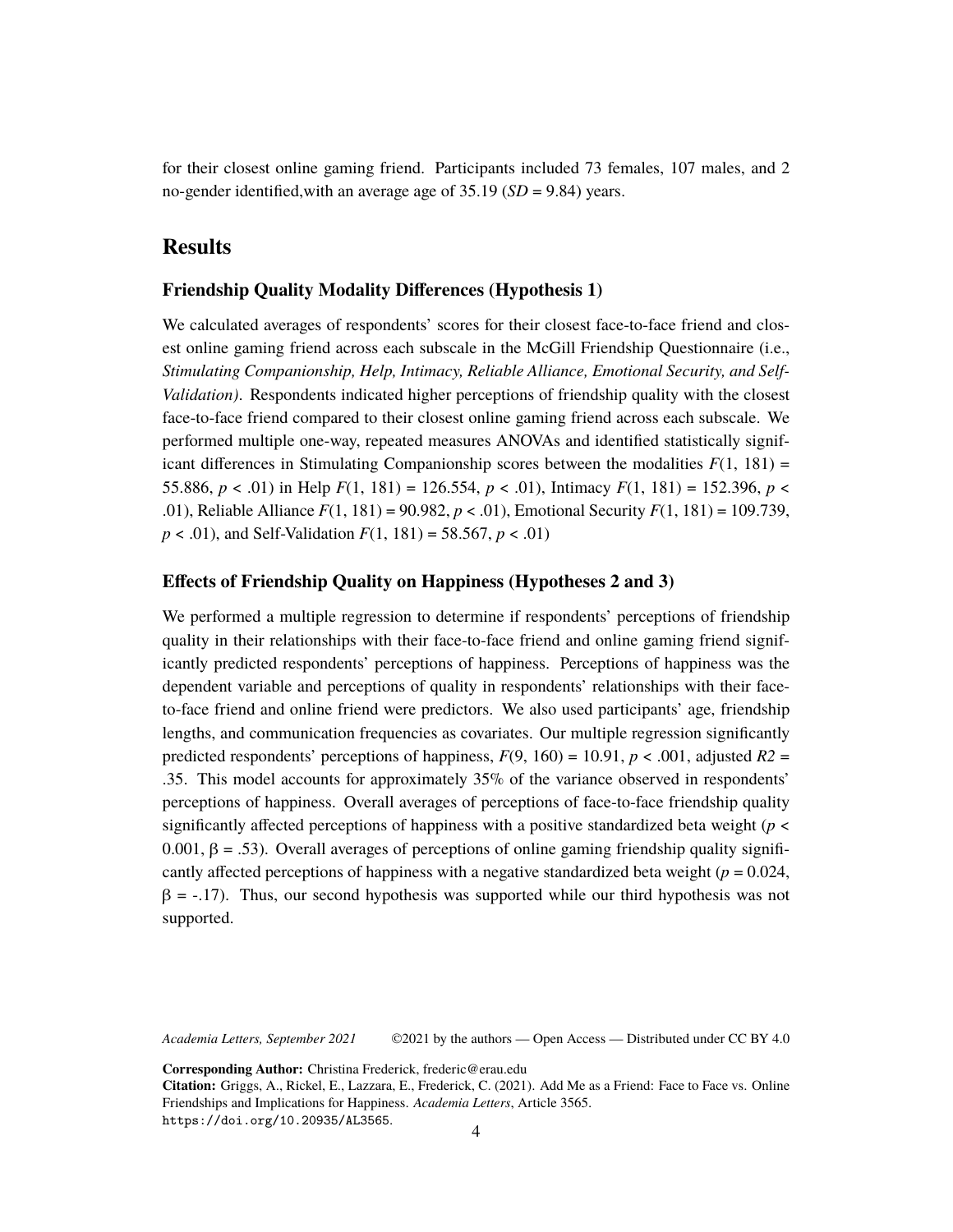for their closest online gaming friend. Participants included 73 females, 107 males, and 2 no-gender identified,with an average age of 35.19 (*SD* = 9.84) years.

## Results

### Friendship Quality Modality Differences (Hypothesis 1)

We calculated averages of respondents' scores for their closest face-to-face friend and closest online gaming friend across each subscale in the McGill Friendship Questionnaire (i.e., *Stimulating Companionship, Help, Intimacy, Reliable Alliance, Emotional Security, and Self-Validation)*. Respondents indicated higher perceptions of friendship quality with the closest face-to-face friend compared to their closest online gaming friend across each subscale. We performed multiple one-way, repeated measures ANOVAs and identified statistically significant differences in Stimulating Companionship scores between the modalities $F(1, 181) = 55.886$, $p < .01$) in Help $F(1, 181) = 126.554$, $p < .01$), Intimacy $F(1, 181) = 152.396$, $p < .01$), Reliable Alliance $F(1, 181) = 90.982$, $p < .01$), Emotional Security $F(1, 181) = 109.739$, $p < .01$), and Self-Validation $F(1, 181) = 58.567$, $p < .01$)

### Effects of Friendship Quality on Happiness (Hypotheses 2 and 3)

We performed a multiple regression to determine if respondents' perceptions of friendship quality in their relationships with their face-to-face friend and online gaming friend significantly predicted respondents' perceptions of happiness. Perceptions of happiness was the dependent variable and perceptions of quality in respondents' relationships with their face-to-face friend and online friend were predictors. We also used participants' age, friendship lengths, and communication frequencies as covariates. Our multiple regression significantly predicted respondents' perceptions of happiness, $F(9, 160) = 10.91$, $p < .001$, adjusted $R2 = .35$. This model accounts for approximately 35% of the variance observed in respondents' perceptions of happiness. Overall averages of perceptions of face-to-face friendship quality significantly affected perceptions of happiness with a positive standardized beta weight ($p < 0.001$, $\beta = .53$). Overall averages of perceptions of online gaming friendship quality significantly affected perceptions of happiness with a negative standardized beta weight ($p = 0.024$, $\beta = -.17$). Thus, our second hypothesis was supported while our third hypothesis was not supported.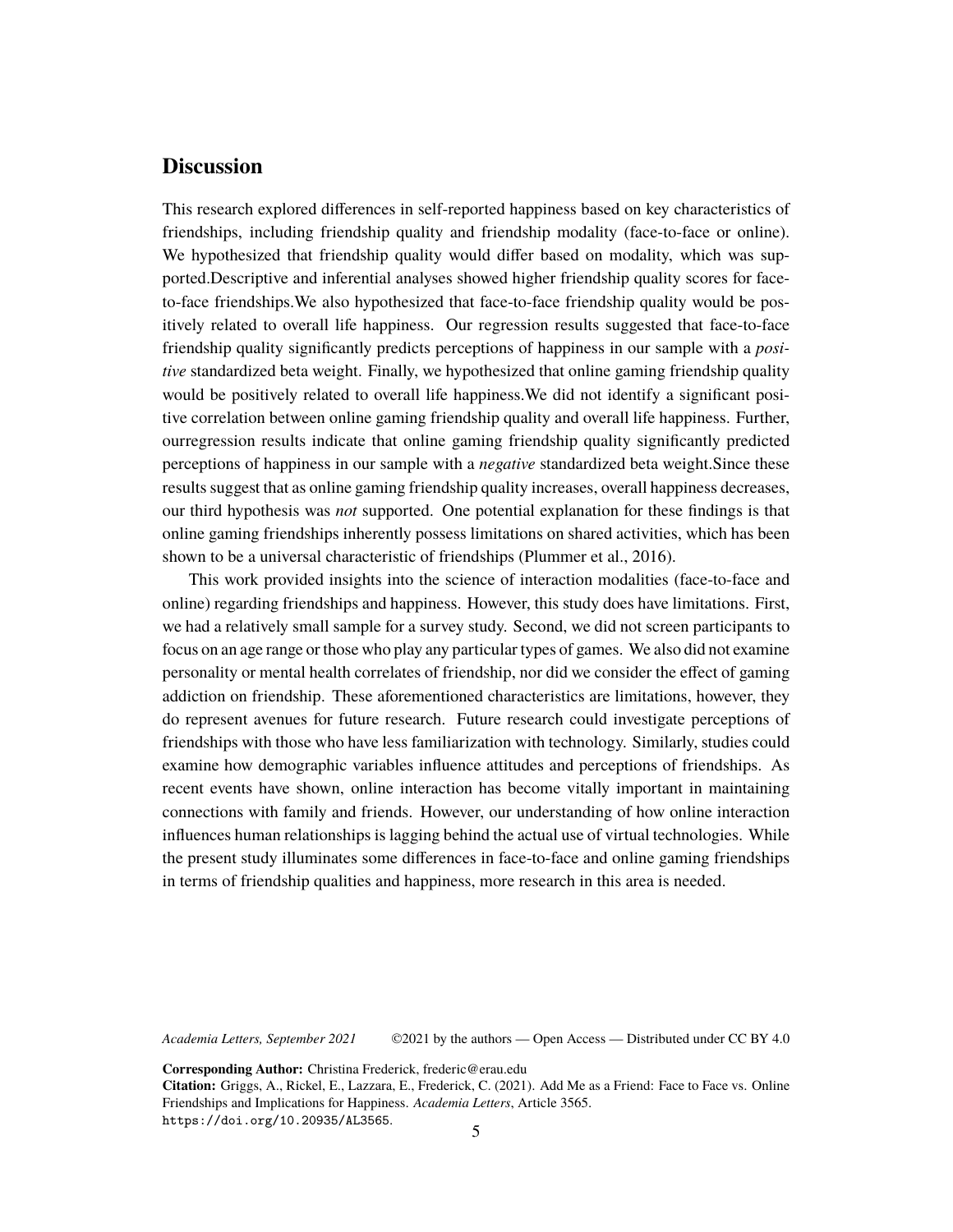## Discussion

This research explored differences in self-reported happiness based on key characteristics of friendships, including friendship quality and friendship modality (face-to-face or online). We hypothesized that friendship quality would differ based on modality, which was supported.Descriptive and inferential analyses showed higher friendship quality scores for face-to-face friendships.We also hypothesized that face-to-face friendship quality would be positively related to overall life happiness. Our regression results suggested that face-to-face friendship quality significantly predicts perceptions of happiness in our sample with a *positive* standardized beta weight. Finally, we hypothesized that online gaming friendship quality would be positively related to overall life happiness.We did not identify a significant positive correlation between online gaming friendship quality and overall life happiness. Further, ourregression results indicate that online gaming friendship quality significantly predicted perceptions of happiness in our sample with a *negative* standardized beta weight.Since these results suggest that as online gaming friendship quality increases, overall happiness decreases, our third hypothesis was *not* supported. One potential explanation for these findings is that online gaming friendships inherently possess limitations on shared activities, which has been shown to be a universal characteristic of friendships (Plummer et al., 2016).

This work provided insights into the science of interaction modalities (face-to-face and online) regarding friendships and happiness. However, this study does have limitations. First, we had a relatively small sample for a survey study. Second, we did not screen participants to focus on an age range or those who play any particular types of games. We also did not examine personality or mental health correlates of friendship, nor did we consider the effect of gaming addiction on friendship. These aforementioned characteristics are limitations, however, they do represent avenues for future research. Future research could investigate perceptions of friendships with those who have less familiarization with technology. Similarly, studies could examine how demographic variables influence attitudes and perceptions of friendships. As recent events have shown, online interaction has become vitally important in maintaining connections with family and friends. However, our understanding of how online interaction influences human relationships is lagging behind the actual use of virtual technologies. While the present study illuminates some differences in face-to-face and online gaming friendships in terms of friendship qualities and happiness, more research in this area is needed.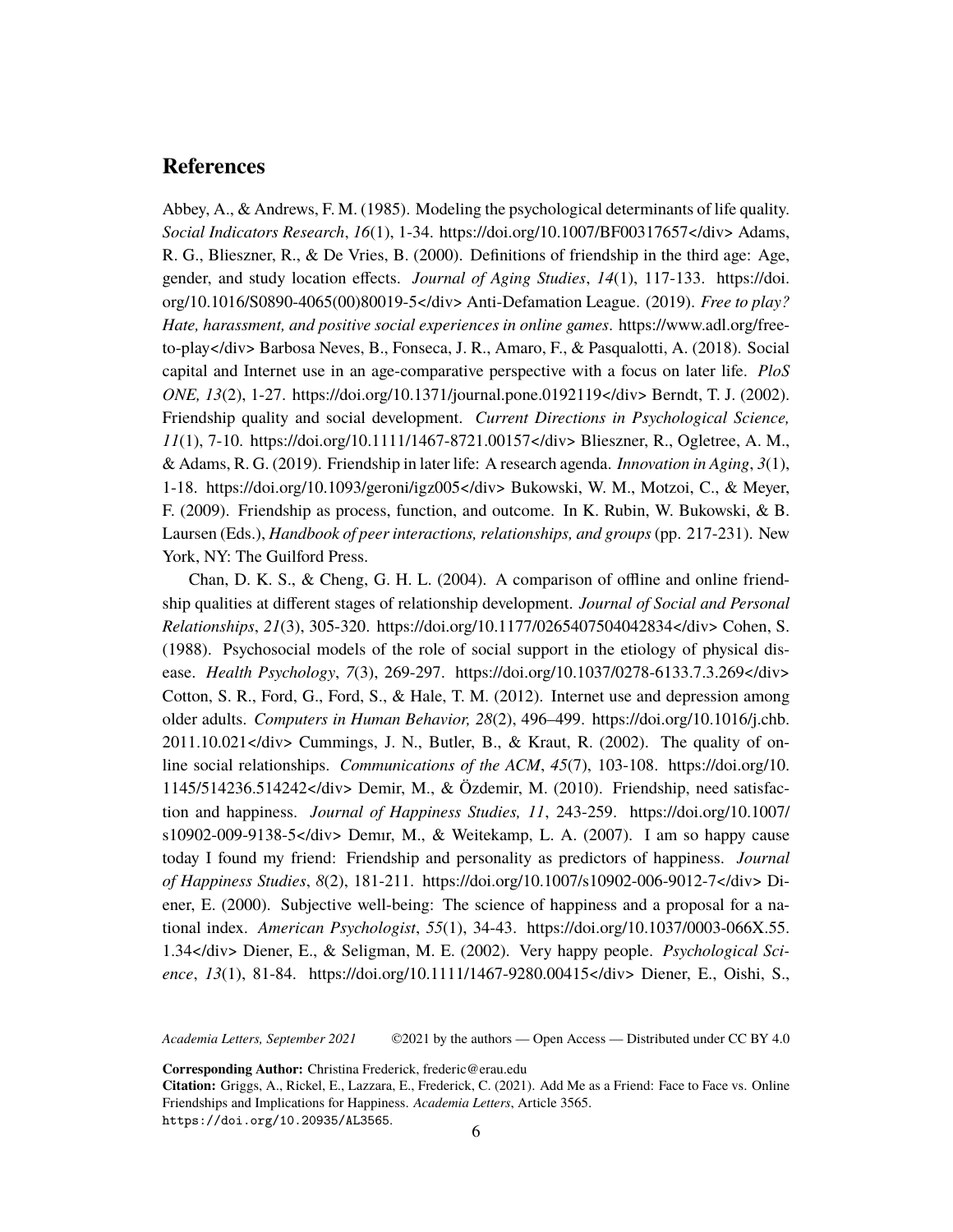## References

Abbey, A., & Andrews, F. M. (1985). Modeling the psychological determinants of life quality. *Social Indicators Research*, *16*(1), 1-34. https://doi.org/10.1007/BF00317657</div> Adams, R. G., Blieszner, R., & De Vries, B. (2000). Definitions of friendship in the third age: Age, gender, and study location effects. *Journal of Aging Studies*, *14*(1), 117-133. https://doi.org/10.1016/S0890-4065(00)80019-5</div> Anti-Defamation League. (2019). *Free to play? Hate, harassment, and positive social experiences in online games*. https://www.adl.org/free-to-play</div> Barbosa Neves, B., Fonseca, J. R., Amaro, F., & Pasqualotti, A. (2018). Social capital and Internet use in an age-comparative perspective with a focus on later life. *PloS ONE, 13*(2), 1-27. https://doi.org/10.1371/journal.pone.0192119</div> Berndt, T. J. (2002). Friendship quality and social development. *Current Directions in Psychological Science, 11*(1), 7-10. https://doi.org/10.1111/1467-8721.00157</div> Blieszner, R., Ogletree, A. M., & Adams, R. G. (2019). Friendship in later life: A research agenda. *Innovation in Aging*, *3*(1), 1-18. https://doi.org/10.1093/geroni/igz005</div> Bukowski, W. M., Motzoi, C., & Meyer, F. (2009). Friendship as process, function, and outcome. In K. Rubin, W. Bukowski, & B. Laursen (Eds.), *Handbook of peer interactions, relationships, and groups* (pp. 217-231). New York, NY: The Guilford Press.

Chan, D. K. S., & Cheng, G. H. L. (2004). A comparison of offline and online friendship qualities at different stages of relationship development. *Journal of Social and Personal Relationships*, *21*(3), 305-320. https://doi.org/10.1177/0265407504042834</div> Cohen, S. (1988). Psychosocial models of the role of social support in the etiology of physical disease. *Health Psychology*, *7*(3), 269-297. https://doi.org/10.1037/0278-6133.7.3.269</div> Cotton, S. R., Ford, G., Ford, S., & Hale, T. M. (2012). Internet use and depression among older adults. *Computers in Human Behavior, 28*(2), 496–499. https://doi.org/10.1016/j.chb.2011.10.021</div> Cummings, J. N., Butler, B., & Kraut, R. (2002). The quality of online social relationships. *Communications of the ACM*, *45*(7), 103-108. https://doi.org/10.1145/514236.514242</div> Demir, M., & Özdemir, M. (2010). Friendship, need satisfaction and happiness. *Journal of Happiness Studies, 11*, 243-259. https://doi.org/10.1007/s10902-009-9138-5</div> Demır, M., & Weitekamp, L. A. (2007). I am so happy cause today I found my friend: Friendship and personality as predictors of happiness. *Journal of Happiness Studies*, *8*(2), 181-211. https://doi.org/10.1007/s10902-006-9012-7</div> Diener, E. (2000). Subjective well-being: The science of happiness and a proposal for a national index. *American Psychologist*, *55*(1), 34-43. https://doi.org/10.1037/0003-066X.55.1.34</div> Diener, E., & Seligman, M. E. (2002). Very happy people. *Psychological Science*, *13*(1), 81-84. https://doi.org/10.1111/1467-9280.00415</div> Diener, E., Oishi, S.,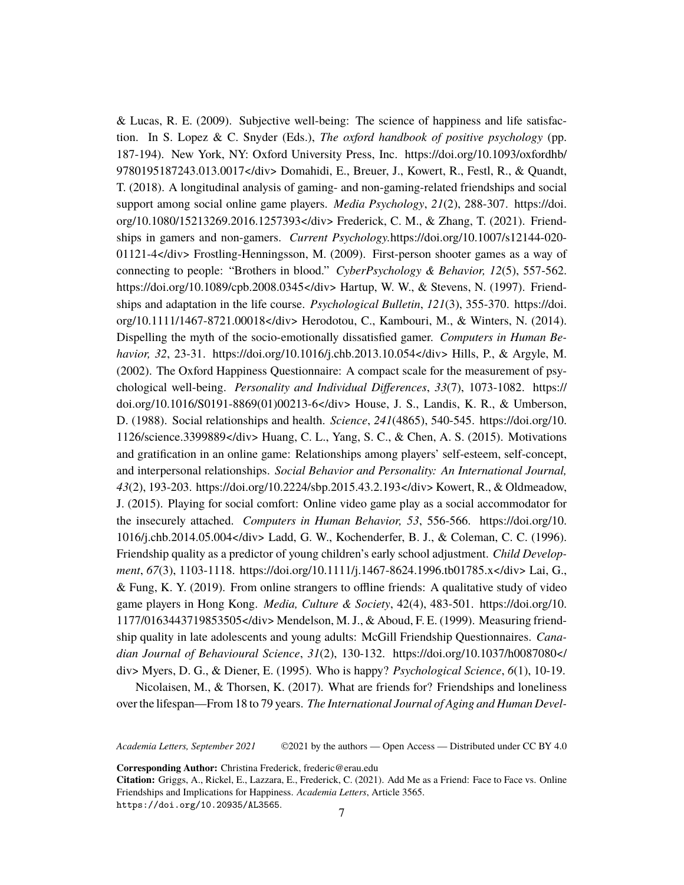& Lucas, R. E. (2009). Subjective well-being: The science of happiness and life satisfaction. In S. Lopez & C. Snyder (Eds.), *The oxford handbook of positive psychology* (pp. 187-194). New York, NY: Oxford University Press, Inc. https://doi.org/10.1093/oxfordhb/9780195187243.013.0017</div> Domahidi, E., Breuer, J., Kowert, R., Festl, R., & Quandt, T. (2018). A longitudinal analysis of gaming- and non-gaming-related friendships and social support among social online game players. *Media Psychology*, *21*(2), 288-307. https://doi.org/10.1080/15213269.2016.1257393</div> Frederick, C. M., & Zhang, T. (2021). Friendships in gamers and non-gamers. *Current Psychology.*https://doi.org/10.1007/s12144-020-01121-4</div> Frostling-Henningsson, M. (2009). First-person shooter games as a way of connecting to people: "Brothers in blood." *CyberPsychology & Behavior, 12*(5), 557-562. https://doi.org/10.1089/cpb.2008.0345</div> Hartup, W. W., & Stevens, N. (1997). Friendships and adaptation in the life course. *Psychological Bulletin*, *121*(3), 355-370. https://doi.org/10.1111/1467-8721.00018</div> Herodotou, C., Kambouri, M., & Winters, N. (2014). Dispelling the myth of the socio-emotionally dissatisfied gamer. *Computers in Human Behavior, 32*, 23-31. https://doi.org/10.1016/j.chb.2013.10.054</div> Hills, P., & Argyle, M. (2002). The Oxford Happiness Questionnaire: A compact scale for the measurement of psychological well-being. *Personality and Individual Differences*, *33*(7), 1073-1082. https://doi.org/10.1016/S0191-8869(01)00213-6</div> House, J. S., Landis, K. R., & Umberson, D. (1988). Social relationships and health. *Science*, *241*(4865), 540-545. https://doi.org/10.1126/science.3399889</div> Huang, C. L., Yang, S. C., & Chen, A. S. (2015). Motivations and gratification in an online game: Relationships among players' self-esteem, self-concept, and interpersonal relationships. *Social Behavior and Personality: An International Journal, 43*(2), 193-203. https://doi.org/10.2224/sbp.2015.43.2.193</div> Kowert, R., & Oldmeadow, J. (2015). Playing for social comfort: Online video game play as a social accommodator for the insecurely attached. *Computers in Human Behavior, 53*, 556-566. https://doi.org/10.1016/j.chb.2014.05.004</div> Ladd, G. W., Kochenderfer, B. J., & Coleman, C. C. (1996). Friendship quality as a predictor of young children's early school adjustment. *Child Development*, *67*(3), 1103-1118. https://doi.org/10.1111/j.1467-8624.1996.tb01785.x</div> Lai, G., & Fung, K. Y. (2019). From online strangers to offline friends: A qualitative study of video game players in Hong Kong. *Media, Culture & Society*, 42(4), 483-501. https://doi.org/10.1177/0163443719853505</div> Mendelson, M. J., & Aboud, F. E. (1999). Measuring friendship quality in late adolescents and young adults: McGill Friendship Questionnaires. *Canadian Journal of Behavioural Science*, *31*(2), 130-132. https://doi.org/10.1037/h0087080</div> Myers, D. G., & Diener, E. (1995). Who is happy? *Psychological Science*, *6*(1), 10-19.

Nicolaisen, M., & Thorsen, K. (2017). What are friends for? Friendships and loneliness over the lifespan—From 18 to 79 years. *The International Journal of Aging and Human Devel-*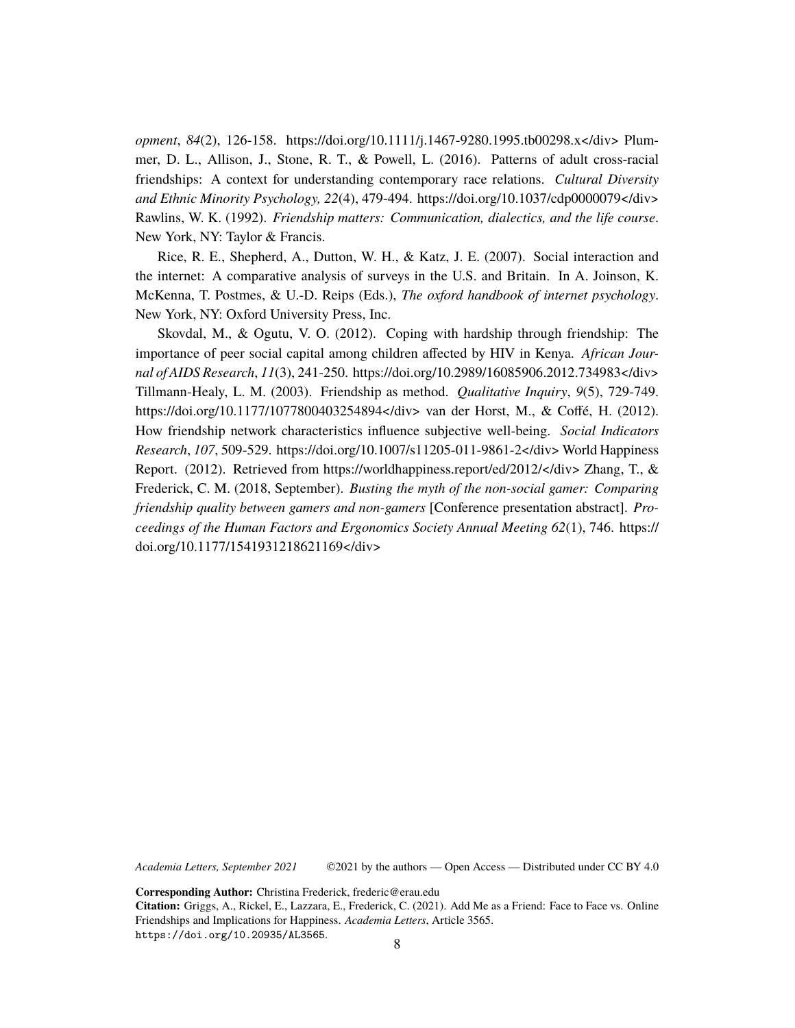*opment*, *84*(2), 126-158. https://doi.org/10.1111/j.1467-9280.1995.tb00298.x</div> Plummer, D. L., Allison, J., Stone, R. T., & Powell, L. (2016). Patterns of adult cross-racial friendships: A context for understanding contemporary race relations. *Cultural Diversity and Ethnic Minority Psychology, 22*(4), 479-494. https://doi.org/10.1037/cdp0000079</div> Rawlins, W. K. (1992). *Friendship matters: Communication, dialectics, and the life course*. New York, NY: Taylor & Francis.

Rice, R. E., Shepherd, A., Dutton, W. H., & Katz, J. E. (2007). Social interaction and the internet: A comparative analysis of surveys in the U.S. and Britain. In A. Joinson, K. McKenna, T. Postmes, & U.-D. Reips (Eds.), *The oxford handbook of internet psychology*. New York, NY: Oxford University Press, Inc.

Skovdal, M., & Ogutu, V. O. (2012). Coping with hardship through friendship: The importance of peer social capital among children affected by HIV in Kenya. *African Journal of AIDS Research*, *11*(3), 241-250. https://doi.org/10.2989/16085906.2012.734983</div> Tillmann-Healy, L. M. (2003). Friendship as method. *Qualitative Inquiry*, *9*(5), 729-749. https://doi.org/10.1177/1077800403254894</div> van der Horst, M., & Coffé, H. (2012). How friendship network characteristics influence subjective well-being. *Social Indicators Research*, *107*, 509-529. https://doi.org/10.1007/s11205-011-9861-2</div> World Happiness Report. (2012). Retrieved from https://worldhappiness.report/ed/2012/</div> Zhang, T., & Frederick, C. M. (2018, September). *Busting the myth of the non-social gamer: Comparing friendship quality between gamers and non-gamers* [Conference presentation abstract]. *Proceedings of the Human Factors and Ergonomics Society Annual Meeting 62*(1), 746. https://doi.org/10.1177/1541931218621169</div>